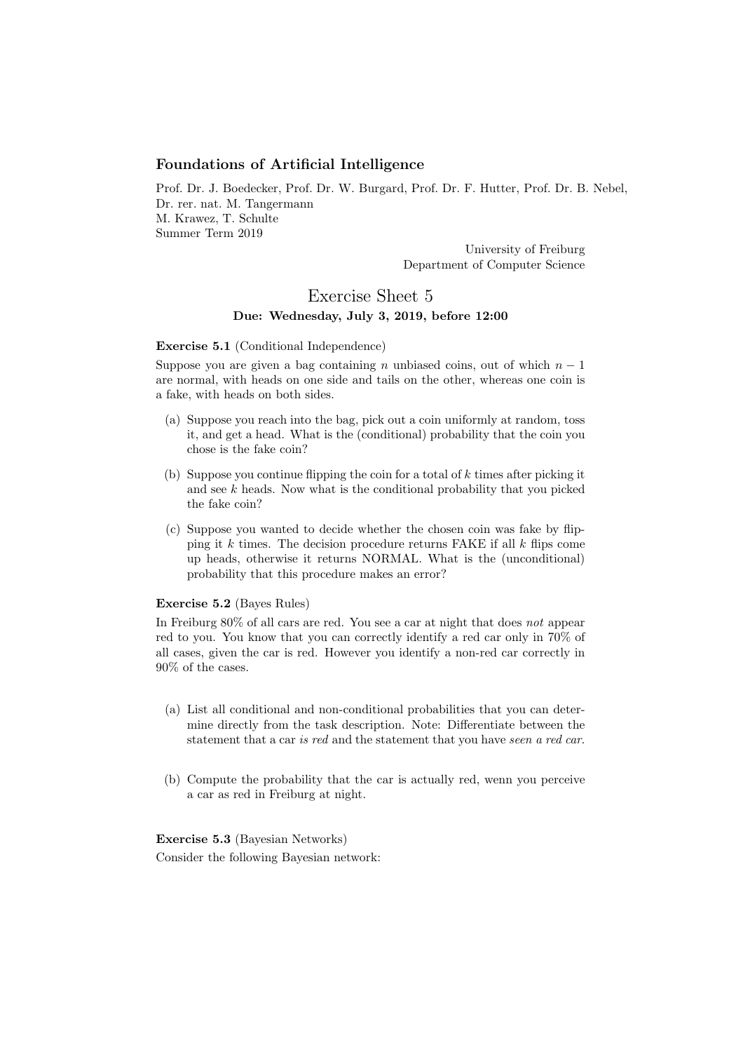## Foundations of Artificial Intelligence

Prof. Dr. J. Boedecker, Prof. Dr. W. Burgard, Prof. Dr. F. Hutter, Prof. Dr. B. Nebel,
Dr. rer. nat. M. Tangermann
M. Krawez, T. Schulte
Summer Term 2019

University of Freiburg
Department of Computer Science

# Exercise Sheet 5

**Due: Wednesday, July 3, 2019, before 12:00**

**Exercise 5.1** (Conditional Independence)

Suppose you are given a bag containing $n$ unbiased coins, out of which $n-1$ are normal, with heads on one side and tails on the other, whereas one coin is a fake, with heads on both sides.

(a) Suppose you reach into the bag, pick out a coin uniformly at random, toss it, and get a head. What is the (conditional) probability that the coin you chose is the fake coin?

(b) Suppose you continue flipping the coin for a total of $k$ times after picking it and see $k$ heads. Now what is the conditional probability that you picked the fake coin?

(c) Suppose you wanted to decide whether the chosen coin was fake by flipping it $k$ times. The decision procedure returns FAKE if all $k$ flips come up heads, otherwise it returns NORMAL. What is the (unconditional) probability that this procedure makes an error?

**Exercise 5.2** (Bayes Rules)

In Freiburg 80% of all cars are red. You see a car at night that does *not* appear red to you. You know that you can correctly identify a red car only in 70% of all cases, given the car is red. However you identify a non-red car correctly in 90% of the cases.

(a) List all conditional and non-conditional probabilities that you can determine directly from the task description. Note: Differentiate between the statement that a car *is red* and the statement that you have *seen a red car*.

(b) Compute the probability that the car is actually red, wenn you perceive a car as red in Freiburg at night.

**Exercise 5.3** (Bayesian Networks)

Consider the following Bayesian network: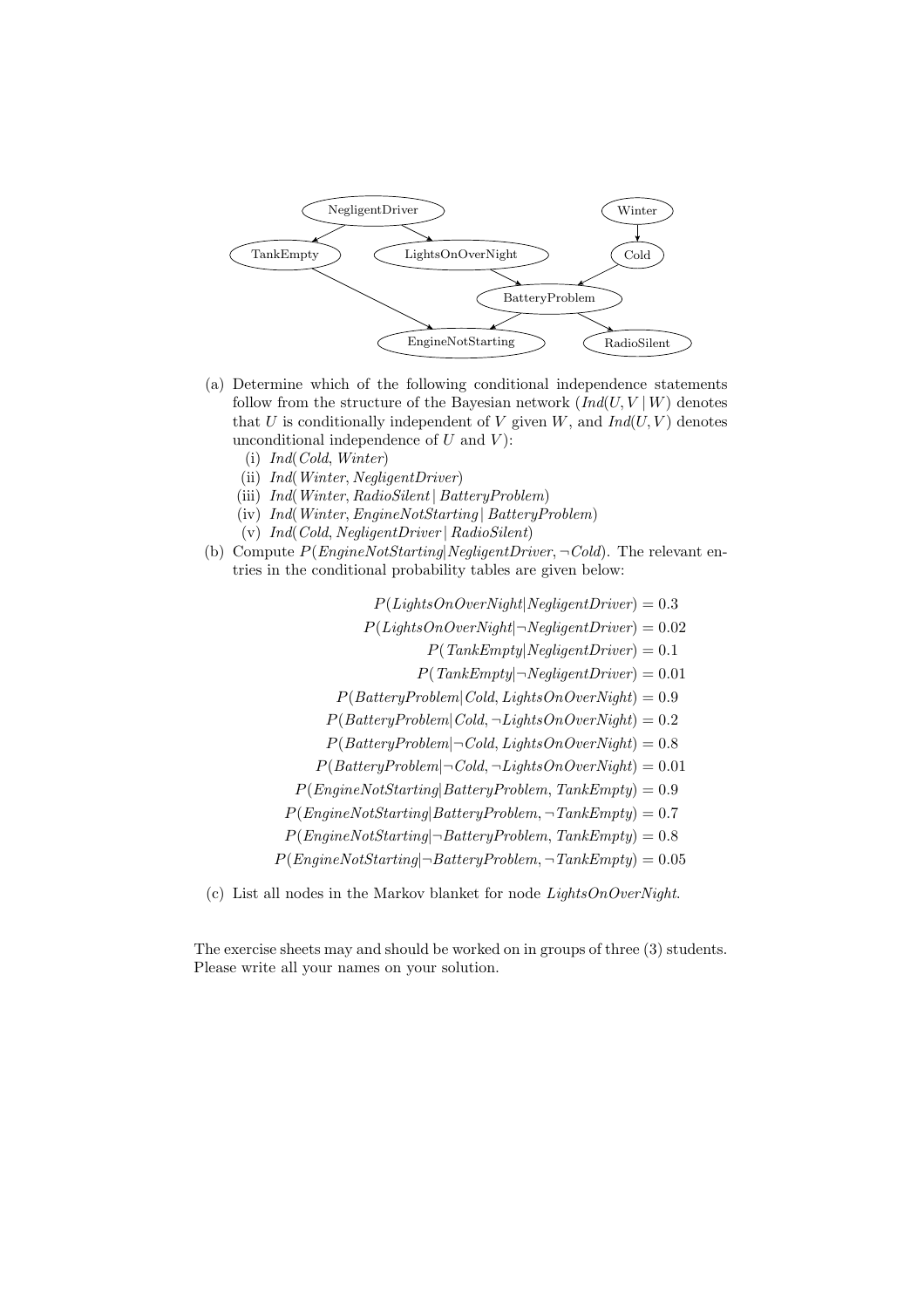NegligentDriver
Winter
TankEmpty
LightsOnOverNight
Cold
BatteryProblem
EngineNotStarting
RadioSilent

(a) Determine which of the following conditional independence statements follow from the structure of the Bayesian network ($Ind(U, V \mid W)$ denotes that $U$ is conditionally independent of $V$ given $W$, and $Ind(U, V)$ denotes unconditional independence of $U$ and $V$):

   (i) $Ind(Cold, Winter)$

   (ii) $Ind(Winter, NegligentDriver)$

   (iii) $Ind(Winter, RadioSilent \mid BatteryProblem)$

   (iv) $Ind(Winter, EngineNotStarting \mid BatteryProblem)$

   (v) $Ind(Cold, NegligentDriver \mid RadioSilent)$

(b) Compute $P(EngineNotStarting \mid NegligentDriver, \neg Cold)$. The relevant entries in the conditional probability tables are given below:

$$P(LightsOnOverNight \mid NegligentDriver) = 0.3$$
$$P(LightsOnOverNight \mid \neg NegligentDriver) = 0.02$$
$$P(TankEmpty \mid NegligentDriver) = 0.1$$
$$P(TankEmpty \mid \neg NegligentDriver) = 0.01$$
$$P(BatteryProblem \mid Cold, LightsOnOverNight) = 0.9$$
$$P(BatteryProblem \mid Cold, \neg LightsOnOverNight) = 0.2$$
$$P(BatteryProblem \mid \neg Cold, LightsOnOverNight) = 0.8$$
$$P(BatteryProblem \mid \neg Cold, \neg LightsOnOverNight) = 0.01$$
$$P(EngineNotStarting \mid BatteryProblem, TankEmpty) = 0.9$$
$$P(EngineNotStarting \mid BatteryProblem, \neg TankEmpty) = 0.7$$
$$P(EngineNotStarting \mid \neg BatteryProblem, TankEmpty) = 0.8$$
$$P(EngineNotStarting \mid \neg BatteryProblem, \neg TankEmpty) = 0.05$$

(c) List all nodes in the Markov blanket for node *LightsOnOverNight*.

The exercise sheets may and should be worked on in groups of three (3) students. Please write all your names on your solution.